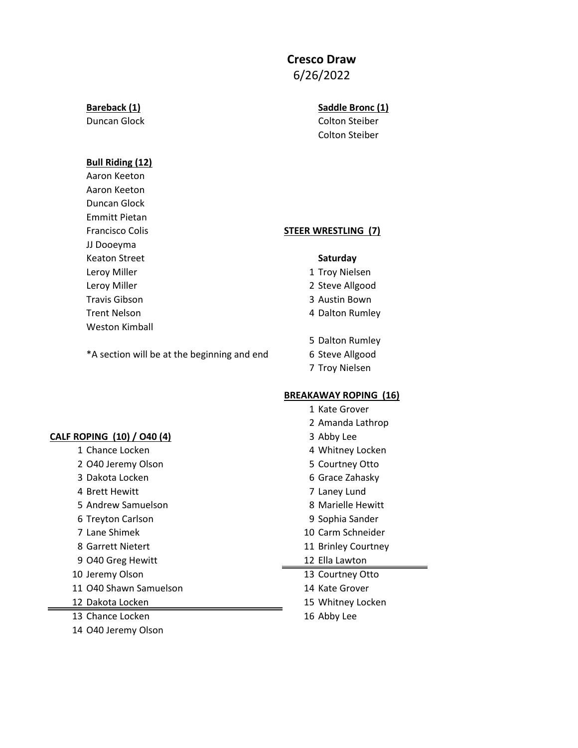# Cresco Draw

6/26/2022

**Bareback (1)**

Duncan Glock

**Saddle Bronc (1)**

Colton Steiber
Colton Steiber

**Bull Riding (12)**

Aaron Keeton
Aaron Keeton
Duncan Glock
Emmitt Pietan
Francisco Colis
JJ Dooeyma
Keaton Street
Leroy Miller
Leroy Miller
Travis Gibson
Trent Nelson
Weston Kimball

*A section will be at the beginning and end

**STEER WRESTLING (7)**

**Saturday**

1 Troy Nielsen
2 Steve Allgood
3 Austin Bown
4 Dalton Rumley

5 Dalton Rumley
6 Steve Allgood
7 Troy Nielsen

**CALF ROPING (10) / O40 (4)**

1 Chance Locken
2 O40 Jeremy Olson
3 Dakota Locken
4 Brett Hewitt
5 Andrew Samuelson
6 Treyton Carlson
7 Lane Shimek
8 Garrett Nietert
9 O40 Greg Hewitt
10 Jeremy Olson
11 O40 Shawn Samuelson
12 Dakota Locken

---

13 Chance Locken
14 O40 Jeremy Olson

**BREAKAWAY ROPING (16)**

1 Kate Grover
2 Amanda Lathrop
3 Abby Lee
4 Whitney Locken
5 Courtney Otto
6 Grace Zahasky
7 Laney Lund
8 Marielle Hewitt
9 Sophia Sander
10 Carm Schneider
11 Brinley Courtney
12 Ella Lawton

---

13 Courtney Otto
14 Kate Grover
15 Whitney Locken
16 Abby Lee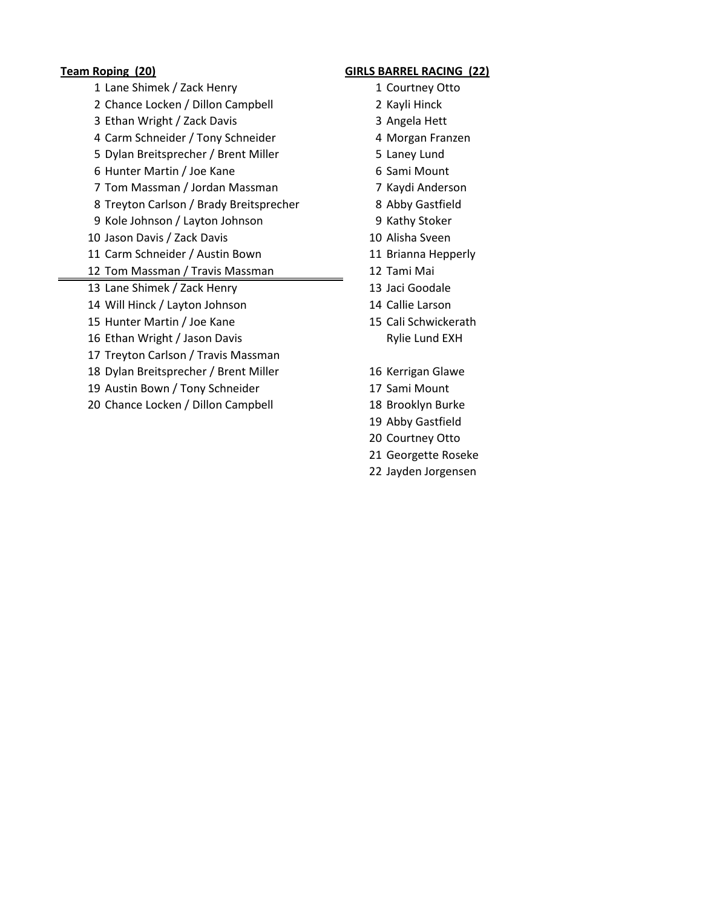**Team Roping (20)**

1 Lane Shimek / Zack Henry
2 Chance Locken / Dillon Campbell
3 Ethan Wright / Zack Davis
4 Carm Schneider / Tony Schneider
5 Dylan Breitsprecher / Brent Miller
6 Hunter Martin / Joe Kane
7 Tom Massman / Jordan Massman
8 Treyton Carlson / Brady Breitsprecher
9 Kole Johnson / Layton Johnson
10 Jason Davis / Zack Davis
11 Carm Schneider / Austin Bown
12 Tom Massman / Travis Massman

---

13 Lane Shimek / Zack Henry
14 Will Hinck / Layton Johnson
15 Hunter Martin / Joe Kane
16 Ethan Wright / Jason Davis
17 Treyton Carlson / Travis Massman
18 Dylan Breitsprecher / Brent Miller
19 Austin Bown / Tony Schneider
20 Chance Locken / Dillon Campbell

**GIRLS BARREL RACING (22)**

1 Courtney Otto
2 Kayli Hinck
3 Angela Hett
4 Morgan Franzen
5 Laney Lund
6 Sami Mount
7 Kaydi Anderson
8 Abby Gastfield
9 Kathy Stoker
10 Alisha Sveen
11 Brianna Hepperly
12 Tami Mai
13 Jaci Goodale
14 Callie Larson
15 Cali Schwickerath
Rylie Lund EXH

16 Kerrigan Glawe
17 Sami Mount
18 Brooklyn Burke
19 Abby Gastfield
20 Courtney Otto
21 Georgette Roseke
22 Jayden Jorgensen